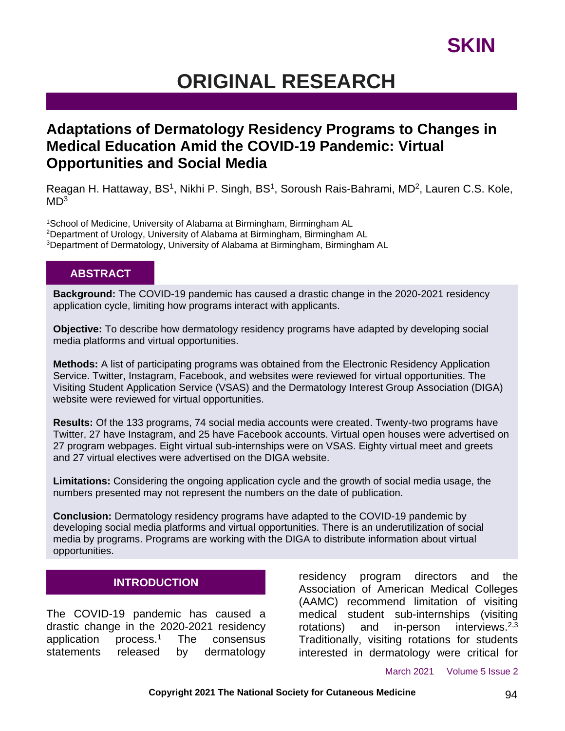# ORIGINAL RESEARCH

## Adaptations of Dermatology Residency Programs to Changes in Medical Education Amid the COVID-19 Pandemic: Virtual Opportunities and Social Media

Reagan H. Hattaway, BS[1], Nikhi P. Singh, BS[1], Soroush Rais-Bahrami, MD[2], Lauren C.S. Kole, MD[3]

[1]School of Medicine, University of Alabama at Birmingham, Birmingham AL
[2]Department of Urology, University of Alabama at Birmingham, Birmingham AL
[3]Department of Dermatology, University of Alabama at Birmingham, Birmingham AL

### ABSTRACT

**Background:** The COVID-19 pandemic has caused a drastic change in the 2020-2021 residency application cycle, limiting how programs interact with applicants.

**Objective:** To describe how dermatology residency programs have adapted by developing social media platforms and virtual opportunities.

**Methods:** A list of participating programs was obtained from the Electronic Residency Application Service. Twitter, Instagram, Facebook, and websites were reviewed for virtual opportunities. The Visiting Student Application Service (VSAS) and the Dermatology Interest Group Association (DIGA) website were reviewed for virtual opportunities.

**Results:** Of the 133 programs, 74 social media accounts were created. Twenty-two programs have Twitter, 27 have Instagram, and 25 have Facebook accounts. Virtual open houses were advertised on 27 program webpages. Eight virtual sub-internships were on VSAS. Eighty virtual meet and greets and 27 virtual electives were advertised on the DIGA website.

**Limitations:** Considering the ongoing application cycle and the growth of social media usage, the numbers presented may not represent the numbers on the date of publication.

**Conclusion:** Dermatology residency programs have adapted to the COVID-19 pandemic by developing social media platforms and virtual opportunities. There is an underutilization of social media by programs. Programs are working with the DIGA to distribute information about virtual opportunities.

### INTRODUCTION

The COVID-19 pandemic has caused a drastic change in the 2020-2021 residency application process.[1] The consensus statements released by dermatology residency program directors and the Association of American Medical Colleges (AAMC) recommend limitation of visiting medical student sub-internships (visiting rotations) and in-person interviews.[2,3] Traditionally, visiting rotations for students interested in dermatology were critical for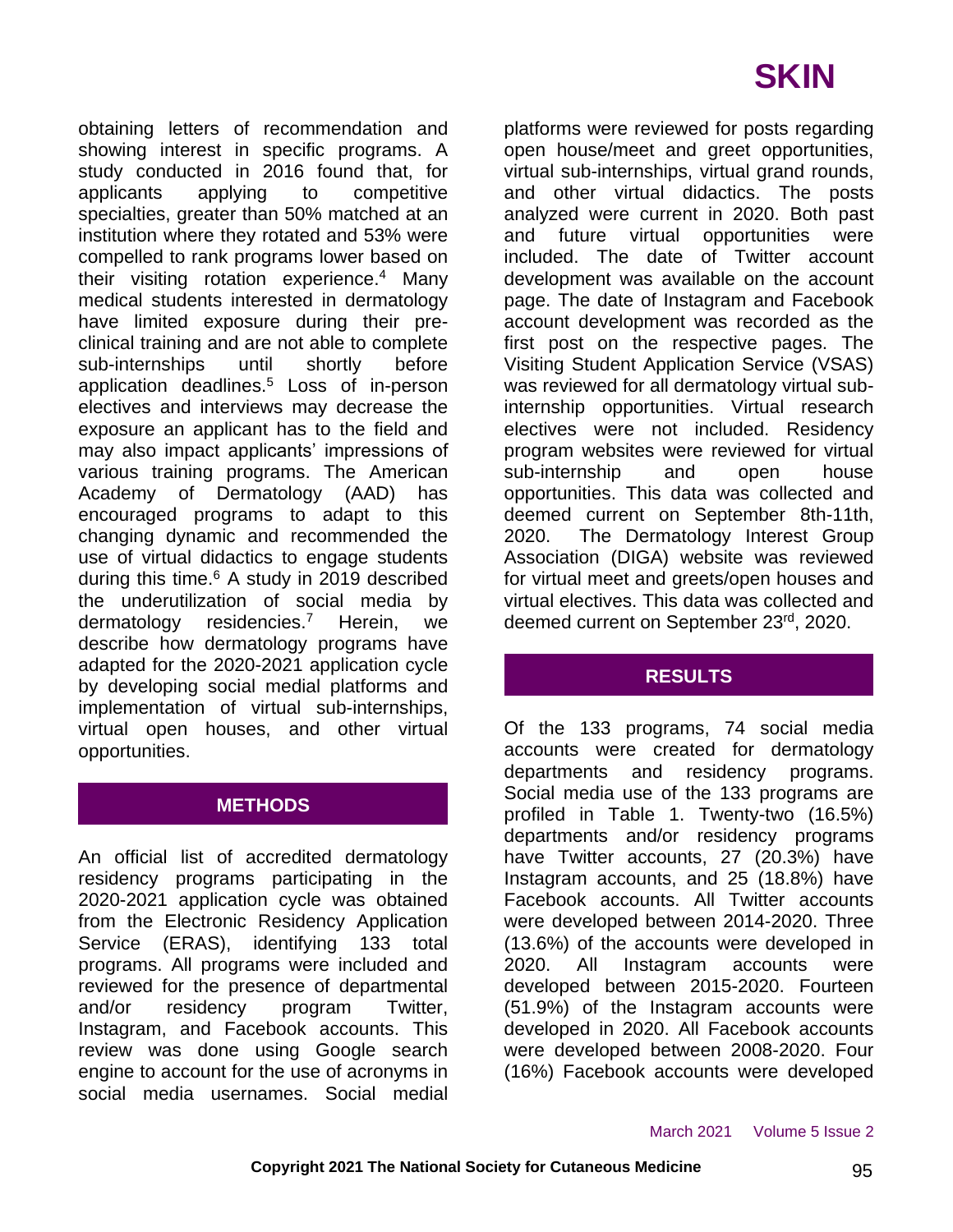obtaining letters of recommendation and showing interest in specific programs. A study conducted in 2016 found that, for applicants applying to competitive specialties, greater than 50% matched at an institution where they rotated and 53% were compelled to rank programs lower based on their visiting rotation experience.[4] Many medical students interested in dermatology have limited exposure during their pre-clinical training and are not able to complete sub-internships until shortly before application deadlines.[5] Loss of in-person electives and interviews may decrease the exposure an applicant has to the field and may also impact applicants' impressions of various training programs. The American Academy of Dermatology (AAD) has encouraged programs to adapt to this changing dynamic and recommended the use of virtual didactics to engage students during this time.[6] A study in 2019 described the underutilization of social media by dermatology residencies.[7] Herein, we describe how dermatology programs have adapted for the 2020-2021 application cycle by developing social medial platforms and implementation of virtual sub-internships, virtual open houses, and other virtual opportunities.

## METHODS

An official list of accredited dermatology residency programs participating in the 2020-2021 application cycle was obtained from the Electronic Residency Application Service (ERAS), identifying 133 total programs. All programs were included and reviewed for the presence of departmental and/or residency program Twitter, Instagram, and Facebook accounts. This review was done using Google search engine to account for the use of acronyms in social media usernames. Social medial platforms were reviewed for posts regarding open house/meet and greet opportunities, virtual sub-internships, virtual grand rounds, and other virtual didactics. The posts analyzed were current in 2020. Both past and future virtual opportunities were included. The date of Twitter account development was available on the account page. The date of Instagram and Facebook account development was recorded as the first post on the respective pages. The Visiting Student Application Service (VSAS) was reviewed for all dermatology virtual sub-internship opportunities. Virtual research electives were not included. Residency program websites were reviewed for virtual sub-internship and open house opportunities. This data was collected and deemed current on September 8th-11th, 2020. The Dermatology Interest Group Association (DIGA) website was reviewed for virtual meet and greets/open houses and virtual electives. This data was collected and deemed current on September 23rd, 2020.

## RESULTS

Of the 133 programs, 74 social media accounts were created for dermatology departments and residency programs. Social media use of the 133 programs are profiled in Table 1. Twenty-two (16.5%) departments and/or residency programs have Twitter accounts, 27 (20.3%) have Instagram accounts, and 25 (18.8%) have Facebook accounts. All Twitter accounts were developed between 2014-2020. Three (13.6%) of the accounts were developed in 2020. All Instagram accounts were developed between 2015-2020. Fourteen (51.9%) of the Instagram accounts were developed in 2020. All Facebook accounts were developed between 2008-2020. Four (16%) Facebook accounts were developed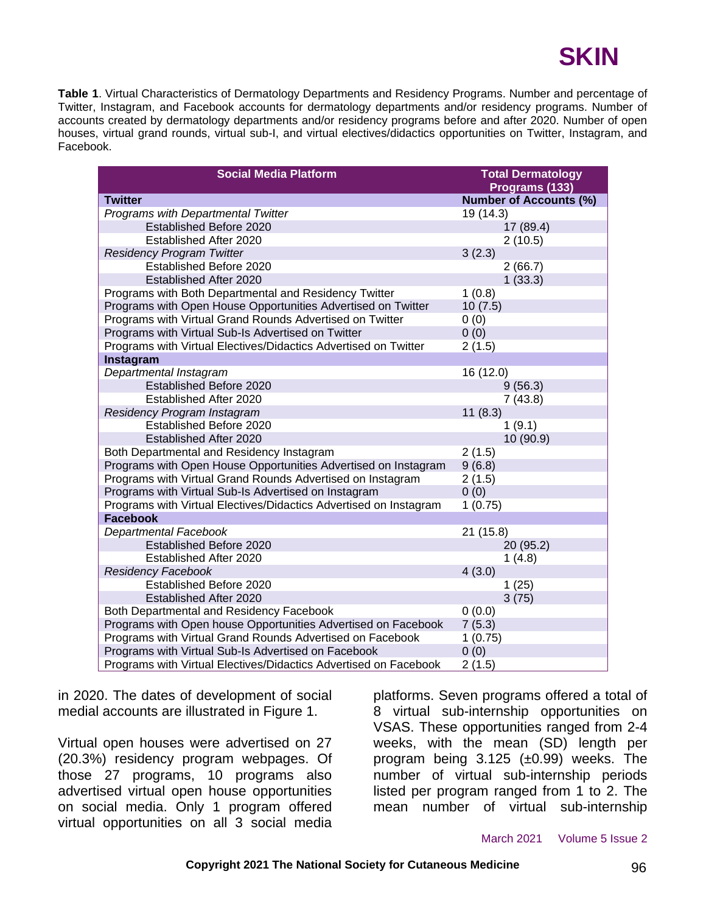**Table 1**. Virtual Characteristics of Dermatology Departments and Residency Programs. Number and percentage of Twitter, Instagram, and Facebook accounts for dermatology departments and/or residency programs. Number of accounts created by dermatology departments and/or residency programs before and after 2020. Number of open houses, virtual grand rounds, virtual sub-I, and virtual electives/didactics opportunities on Twitter, Instagram, and Facebook.

| Social Media Platform | Total Dermatology Programs (133) |
|---|---|
| **Twitter** | **Number of Accounts (%)** |
| *Programs with Departmental Twitter* | 19 (14.3) |
| Established Before 2020 | 17 (89.4) |
| Established After 2020 | 2 (10.5) |
| *Residency Program Twitter* | 3 (2.3) |
| Established Before 2020 | 2 (66.7) |
| Established After 2020 | 1 (33.3) |
| Programs with Both Departmental and Residency Twitter | 1 (0.8) |
| Programs with Open House Opportunities Advertised on Twitter | 10 (7.5) |
| Programs with Virtual Grand Rounds Advertised on Twitter | 0 (0) |
| Programs with Virtual Sub-Is Advertised on Twitter | 0 (0) |
| Programs with Virtual Electives/Didactics Advertised on Twitter | 2 (1.5) |
| **Instagram** | |
| *Departmental Instagram* | 16 (12.0) |
| Established Before 2020 | 9 (56.3) |
| Established After 2020 | 7 (43.8) |
| *Residency Program Instagram* | 11 (8.3) |
| Established Before 2020 | 1 (9.1) |
| Established After 2020 | 10 (90.9) |
| Both Departmental and Residency Instagram | 2 (1.5) |
| Programs with Open House Opportunities Advertised on Instagram | 9 (6.8) |
| Programs with Virtual Grand Rounds Advertised on Instagram | 2 (1.5) |
| Programs with Virtual Sub-Is Advertised on Instagram | 0 (0) |
| Programs with Virtual Electives/Didactics Advertised on Instagram | 1 (0.75) |
| **Facebook** | |
| *Departmental Facebook* | 21 (15.8) |
| Established Before 2020 | 20 (95.2) |
| Established After 2020 | 1 (4.8) |
| *Residency Facebook* | 4 (3.0) |
| Established Before 2020 | 1 (25) |
| Established After 2020 | 3 (75) |
| Both Departmental and Residency Facebook | 0 (0.0) |
| Programs with Open house Opportunities Advertised on Facebook | 7 (5.3) |
| Programs with Virtual Grand Rounds Advertised on Facebook | 1 (0.75) |
| Programs with Virtual Sub-Is Advertised on Facebook | 0 (0) |
| Programs with Virtual Electives/Didactics Advertised on Facebook | 2 (1.5) |

in 2020. The dates of development of social medial accounts are illustrated in Figure 1.

Virtual open houses were advertised on 27 (20.3%) residency program webpages. Of those 27 programs, 10 programs also advertised virtual open house opportunities on social media. Only 1 program offered virtual opportunities on all 3 social media platforms. Seven programs offered a total of 8 virtual sub-internship opportunities on VSAS. These opportunities ranged from 2-4 weeks, with the mean (SD) length per program being 3.125 (±0.99) weeks. The number of virtual sub-internship periods listed per program ranged from 1 to 2. The mean number of virtual sub-internship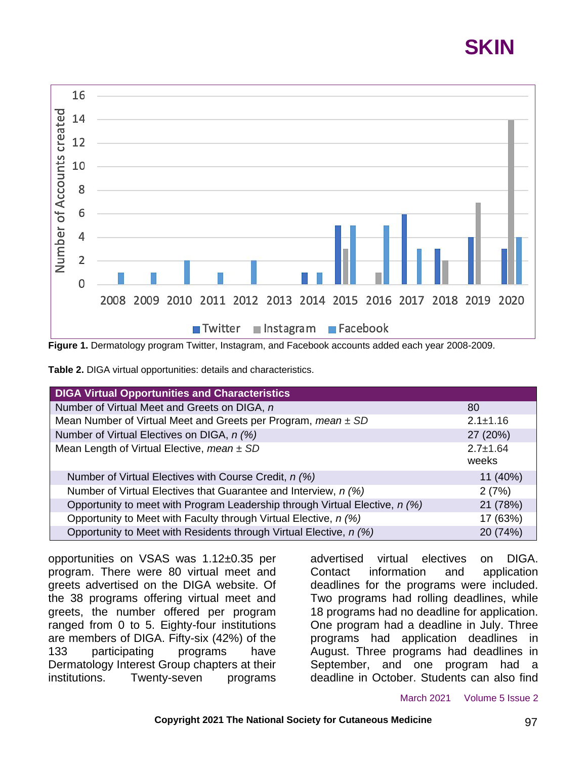Figure 1. Dermatology program Twitter, Instagram, and Facebook accounts added each year 2008-2009.

**Table 2.** DIGA virtual opportunities: details and characteristics.

| DIGA Virtual Opportunities and Characteristics | |
|---|---|
| Number of Virtual Meet and Greets on DIGA, *n* | 80 |
| Mean Number of Virtual Meet and Greets per Program, *mean* ± *SD* | 2.1±1.16 |
| Number of Virtual Electives on DIGA, *n (%)* | 27 (20%) |
| Mean Length of Virtual Elective, *mean* ± *SD* | 2.7±1.64 weeks |
| Number of Virtual Electives with Course Credit, *n (%)* | 11 (40%) |
| Number of Virtual Electives that Guarantee and Interview, *n (%)* | 2 (7%) |
| Opportunity to meet with Program Leadership through Virtual Elective, *n (%)* | 21 (78%) |
| Opportunity to Meet with Faculty through Virtual Elective, *n (%)* | 17 (63%) |
| Opportunity to Meet with Residents through Virtual Elective, *n (%)* | 20 (74%) |

opportunities on VSAS was 1.12±0.35 per program. There were 80 virtual meet and greets advertised on the DIGA website. Of the 38 programs offering virtual meet and greets, the number offered per program ranged from 0 to 5. Eighty-four institutions are members of DIGA. Fifty-six (42%) of the 133 participating programs have Dermatology Interest Group chapters at their institutions. Twenty-seven programs advertised virtual electives on DIGA. Contact information and application deadlines for the programs were included. Two programs had rolling deadlines, while 18 programs had no deadline for application. One program had a deadline in July. Three programs had application deadlines in August. Three programs had deadlines in September, and one program had a deadline in October. Students can also find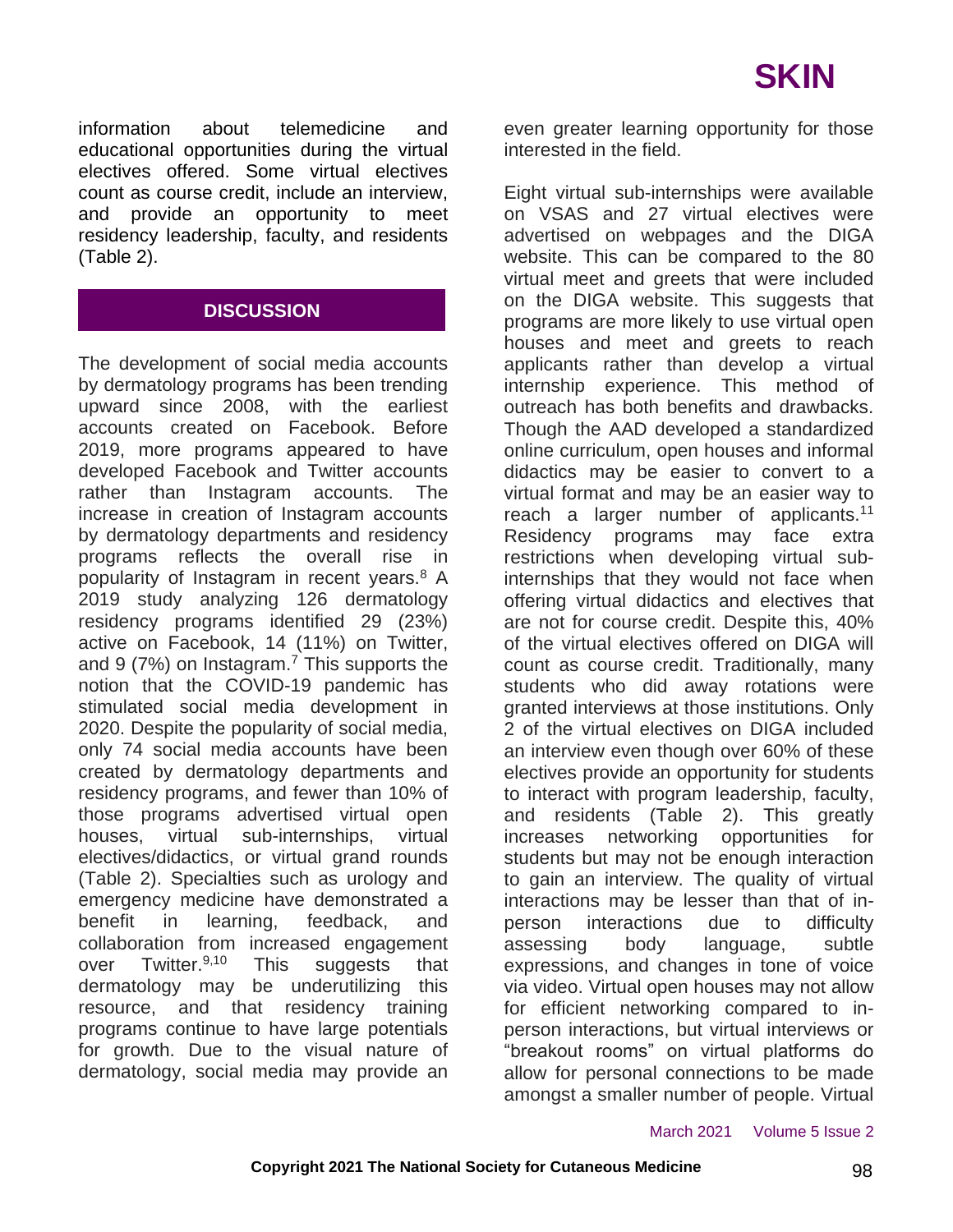information about telemedicine and educational opportunities during the virtual electives offered. Some virtual electives count as course credit, include an interview, and provide an opportunity to meet residency leadership, faculty, and residents (Table 2).

## DISCUSSION

The development of social media accounts by dermatology programs has been trending upward since 2008, with the earliest accounts created on Facebook. Before 2019, more programs appeared to have developed Facebook and Twitter accounts rather than Instagram accounts. The increase in creation of Instagram accounts by dermatology departments and residency programs reflects the overall rise in popularity of Instagram in recent years.[8] A 2019 study analyzing 126 dermatology residency programs identified 29 (23%) active on Facebook, 14 (11%) on Twitter, and 9 (7%) on Instagram.[7] This supports the notion that the COVID-19 pandemic has stimulated social media development in 2020. Despite the popularity of social media, only 74 social media accounts have been created by dermatology departments and residency programs, and fewer than 10% of those programs advertised virtual open houses, virtual sub-internships, virtual electives/didactics, or virtual grand rounds (Table 2). Specialties such as urology and emergency medicine have demonstrated a benefit in learning, feedback, and collaboration from increased engagement over Twitter.[9,10] This suggests that dermatology may be underutilizing this resource, and that residency training programs continue to have large potentials for growth. Due to the visual nature of dermatology, social media may provide an even greater learning opportunity for those interested in the field.

Eight virtual sub-internships were available on VSAS and 27 virtual electives were advertised on webpages and the DIGA website. This can be compared to the 80 virtual meet and greets that were included on the DIGA website. This suggests that programs are more likely to use virtual open houses and meet and greets to reach applicants rather than develop a virtual internship experience. This method of outreach has both benefits and drawbacks. Though the AAD developed a standardized online curriculum, open houses and informal didactics may be easier to convert to a virtual format and may be an easier way to reach a larger number of applicants.[11] Residency programs may face extra restrictions when developing virtual sub-internships that they would not face when offering virtual didactics and electives that are not for course credit. Despite this, 40% of the virtual electives offered on DIGA will count as course credit. Traditionally, many students who did away rotations were granted interviews at those institutions. Only 2 of the virtual electives on DIGA included an interview even though over 60% of these electives provide an opportunity for students to interact with program leadership, faculty, and residents (Table 2). This greatly increases networking opportunities for students but may not be enough interaction to gain an interview. The quality of virtual interactions may be lesser than that of in-person interactions due to difficulty assessing body language, subtle expressions, and changes in tone of voice via video. Virtual open houses may not allow for efficient networking compared to in-person interactions, but virtual interviews or "breakout rooms" on virtual platforms do allow for personal connections to be made amongst a smaller number of people. Virtual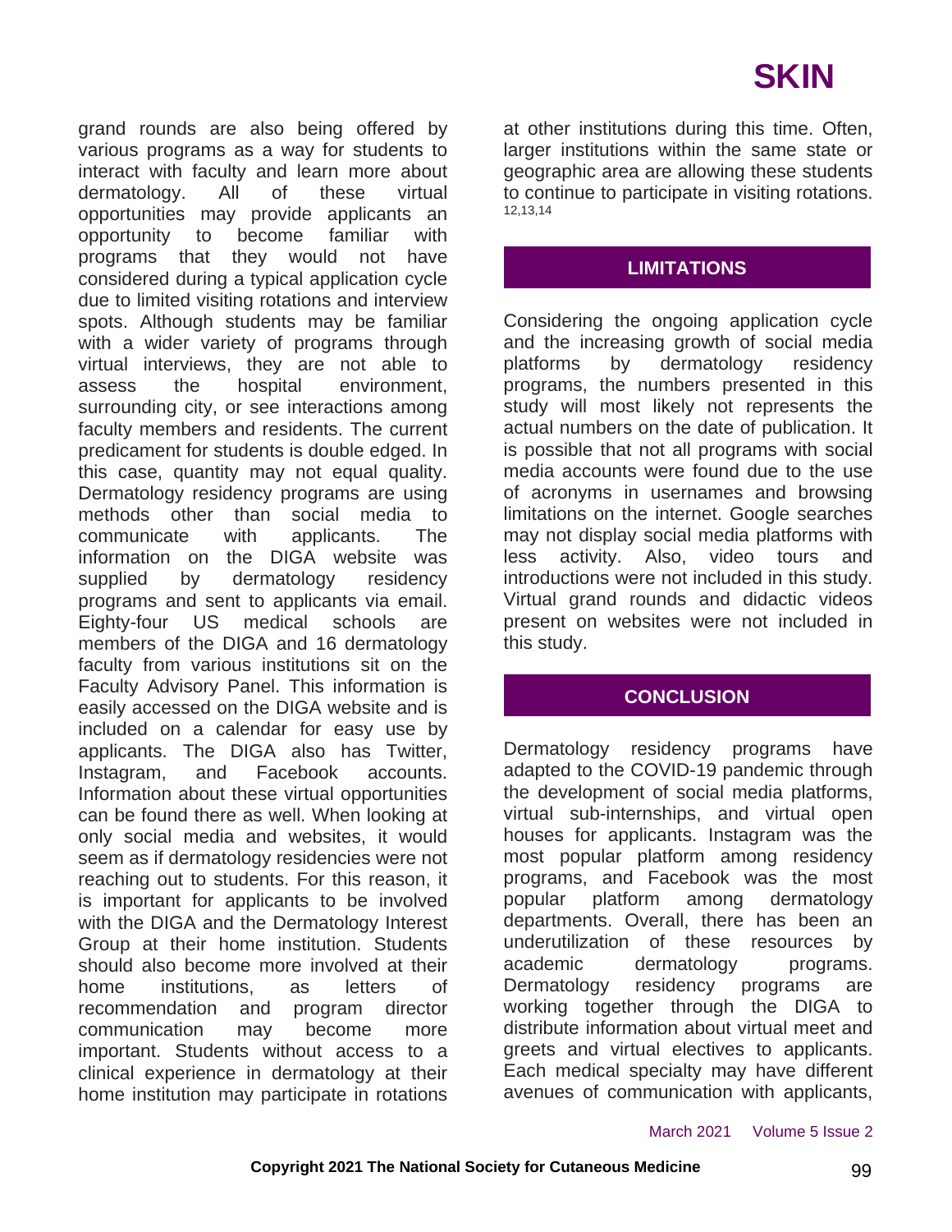grand rounds are also being offered by various programs as a way for students to interact with faculty and learn more about dermatology. All of these virtual opportunities may provide applicants an opportunity to become familiar with programs that they would not have considered during a typical application cycle due to limited visiting rotations and interview spots. Although students may be familiar with a wider variety of programs through virtual interviews, they are not able to assess the hospital environment, surrounding city, or see interactions among faculty members and residents. The current predicament for students is double edged. In this case, quantity may not equal quality. Dermatology residency programs are using methods other than social media to communicate with applicants. The information on the DIGA website was supplied by dermatology residency programs and sent to applicants via email. Eighty-four US medical schools are members of the DIGA and 16 dermatology faculty from various institutions sit on the Faculty Advisory Panel. This information is easily accessed on the DIGA website and is included on a calendar for easy use by applicants. The DIGA also has Twitter, Instagram, and Facebook accounts. Information about these virtual opportunities can be found there as well. When looking at only social media and websites, it would seem as if dermatology residencies were not reaching out to students. For this reason, it is important for applicants to be involved with the DIGA and the Dermatology Interest Group at their home institution. Students should also become more involved at their home institutions, as letters of recommendation and program director communication may become more important. Students without access to a clinical experience in dermatology at their home institution may participate in rotations at other institutions during this time. Often, larger institutions within the same state or geographic area are allowing these students to continue to participate in visiting rotations.[12,13,14]

## LIMITATIONS

Considering the ongoing application cycle and the increasing growth of social media platforms by dermatology residency programs, the numbers presented in this study will most likely not represents the actual numbers on the date of publication. It is possible that not all programs with social media accounts were found due to the use of acronyms in usernames and browsing limitations on the internet. Google searches may not display social media platforms with less activity. Also, video tours and introductions were not included in this study. Virtual grand rounds and didactic videos present on websites were not included in this study.

## CONCLUSION

Dermatology residency programs have adapted to the COVID-19 pandemic through the development of social media platforms, virtual sub-internships, and virtual open houses for applicants. Instagram was the most popular platform among residency programs, and Facebook was the most popular platform among dermatology departments. Overall, there has been an underutilization of these resources by academic dermatology programs. Dermatology residency programs are working together through the DIGA to distribute information about virtual meet and greets and virtual electives to applicants. Each medical specialty may have different avenues of communication with applicants,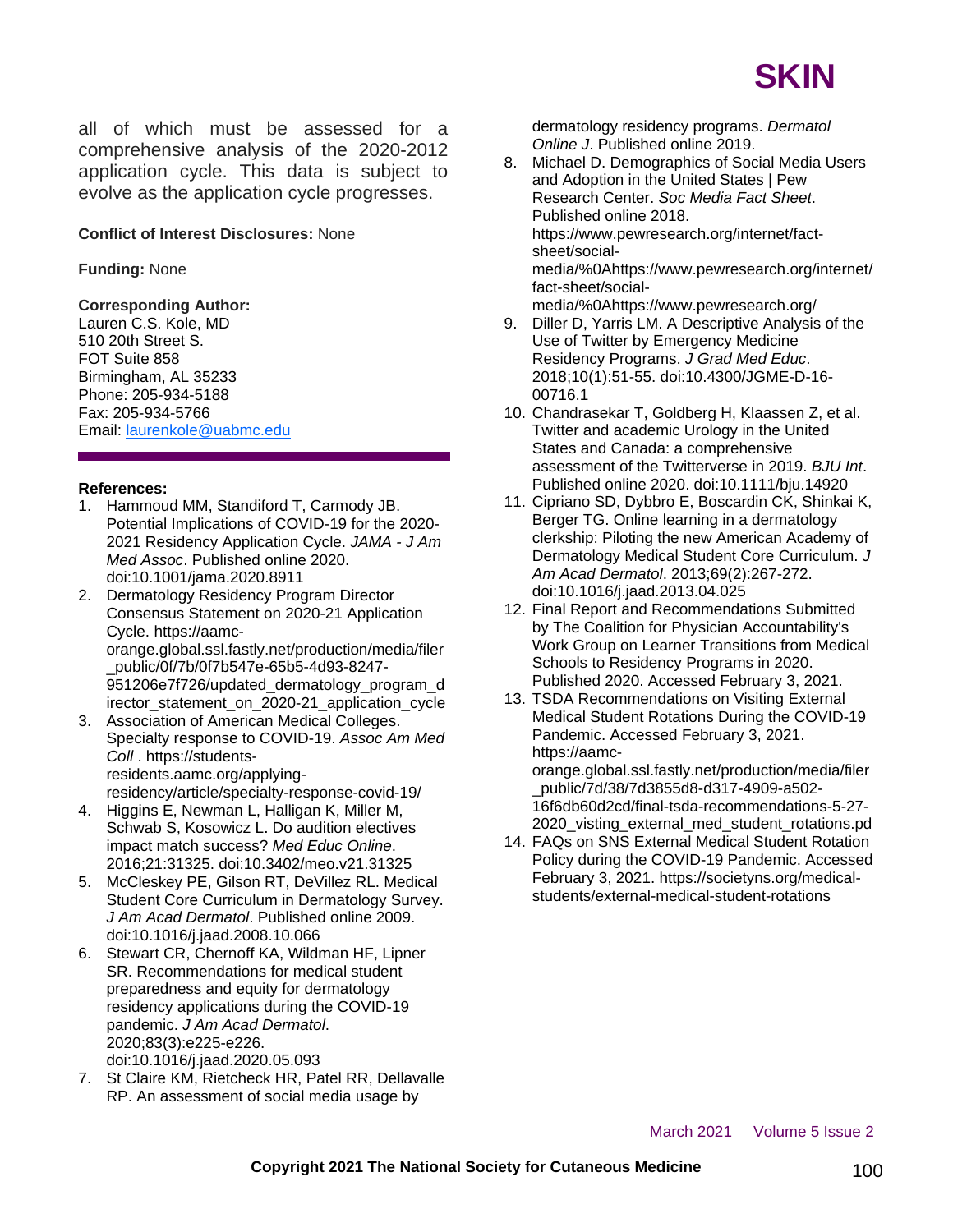all of which must be assessed for a comprehensive analysis of the 2020-2012 application cycle. This data is subject to evolve as the application cycle progresses.

**Conflict of Interest Disclosures:** None

**Funding:** None

**Corresponding Author:**
Lauren C.S. Kole, MD
510 20th Street S.
FOT Suite 858
Birmingham, AL 35233
Phone: 205-934-5188
Fax: 205-934-5766
Email: laurenkole@uabmc.edu

**References:**

1. Hammoud MM, Standiford T, Carmody JB. Potential Implications of COVID-19 for the 2020-2021 Residency Application Cycle. *JAMA - J Am Med Assoc*. Published online 2020. doi:10.1001/jama.2020.8911
2. Dermatology Residency Program Director Consensus Statement on 2020-21 Application Cycle. https://aamc-orange.global.ssl.fastly.net/production/media/filer_public/0f/7b/0f7b547e-65b5-4d93-8247-951206e7f726/updated_dermatology_program_director_statement_on_2020-21_application_cycle
3. Association of American Medical Colleges. Specialty response to COVID-19. *Assoc Am Med Coll* . https://students-residents.aamc.org/applying-residency/article/specialty-response-covid-19/
4. Higgins E, Newman L, Halligan K, Miller M, Schwab S, Kosowicz L. Do audition electives impact match success? *Med Educ Online*. 2016;21:31325. doi:10.3402/meo.v21.31325
5. McCleskey PE, Gilson RT, DeVillez RL. Medical Student Core Curriculum in Dermatology Survey. *J Am Acad Dermatol*. Published online 2009. doi:10.1016/j.jaad.2008.10.066
6. Stewart CR, Chernoff KA, Wildman HF, Lipner SR. Recommendations for medical student preparedness and equity for dermatology residency applications during the COVID-19 pandemic. *J Am Acad Dermatol*. 2020;83(3):e225-e226. doi:10.1016/j.jaad.2020.05.093
7. St Claire KM, Rietcheck HR, Patel RR, Dellavalle RP. An assessment of social media usage by dermatology residency programs. *Dermatol Online J*. Published online 2019.
8. Michael D. Demographics of Social Media Users and Adoption in the United States | Pew Research Center. *Soc Media Fact Sheet*. Published online 2018. https://www.pewresearch.org/internet/fact-sheet/social-media/%0Ahttps://www.pewresearch.org/internet/fact-sheet/social-media/%0Ahttps://www.pewresearch.org/
9. Diller D, Yarris LM. A Descriptive Analysis of the Use of Twitter by Emergency Medicine Residency Programs. *J Grad Med Educ*. 2018;10(1):51-55. doi:10.4300/JGME-D-16-00716.1
10. Chandrasekar T, Goldberg H, Klaassen Z, et al. Twitter and academic Urology in the United States and Canada: a comprehensive assessment of the Twitterverse in 2019. *BJU Int*. Published online 2020. doi:10.1111/bju.14920
11. Cipriano SD, Dybbro E, Boscardin CK, Shinkai K, Berger TG. Online learning in a dermatology clerkship: Piloting the new American Academy of Dermatology Medical Student Core Curriculum. *J Am Acad Dermatol*. 2013;69(2):267-272. doi:10.1016/j.jaad.2013.04.025
12. Final Report and Recommendations Submitted by The Coalition for Physician Accountability's Work Group on Learner Transitions from Medical Schools to Residency Programs in 2020. Published 2020. Accessed February 3, 2021.
13. TSDA Recommendations on Visiting External Medical Student Rotations During the COVID-19 Pandemic. Accessed February 3, 2021. https://aamc-orange.global.ssl.fastly.net/production/media/filer_public/7d/38/7d3855d8-d317-4909-a502-16f6db60d2cd/final-tsda-recommendations-5-27-2020_visting_external_med_student_rotations.pd
14. FAQs on SNS External Medical Student Rotation Policy during the COVID-19 Pandemic. Accessed February 3, 2021. https://societyns.org/medical-students/external-medical-student-rotations